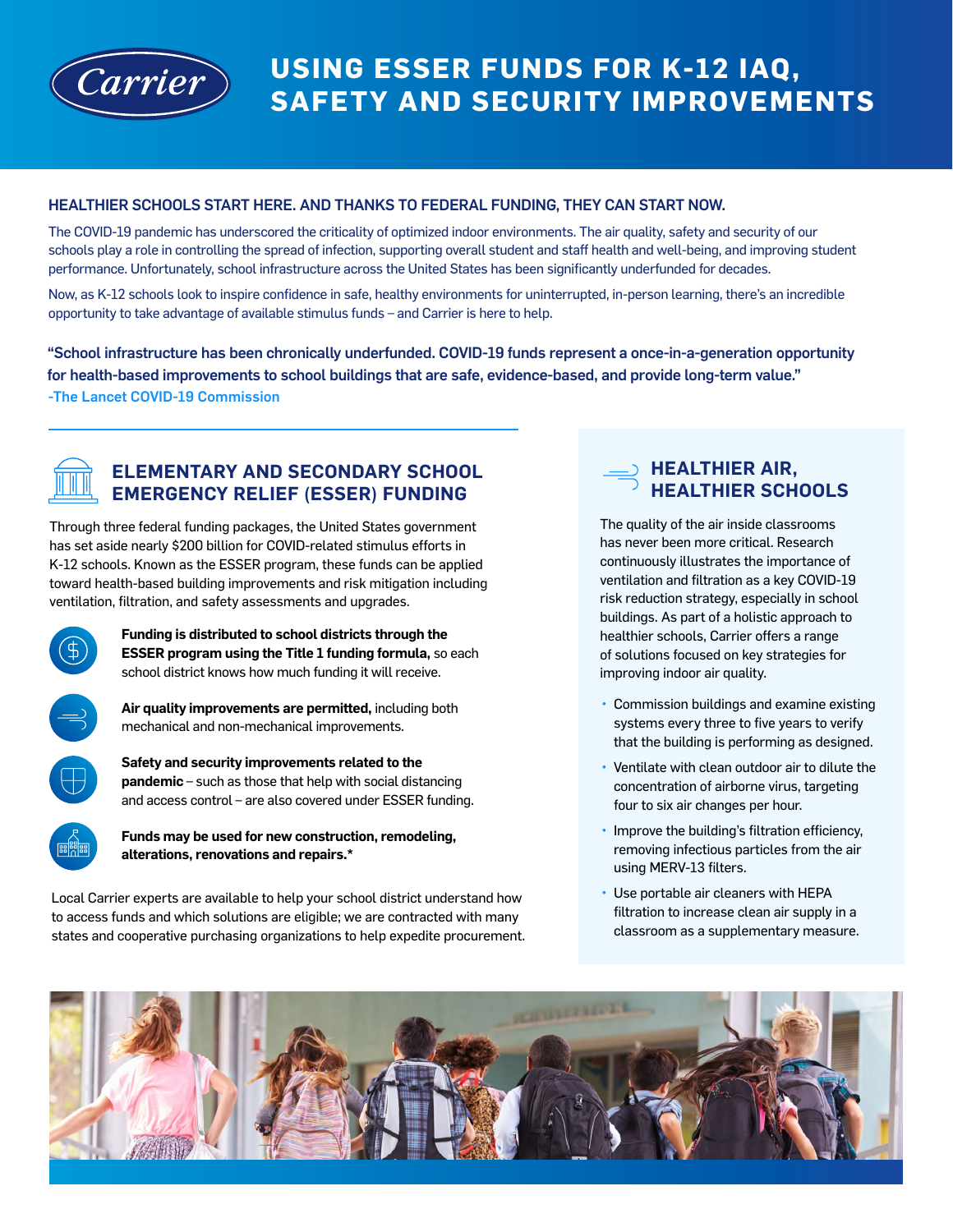# USING ESSER FUNDS FOR K-12 IAQ, SAFETY AND SECURITY IMPROVEMENTS

## HEALTHIER SCHOOLS START HERE. AND THANKS TO FEDERAL FUNDING, THEY CAN START NOW.

The COVID-19 pandemic has underscored the criticality of optimized indoor environments. The air quality, safety and security of our schools play a role in controlling the spread of infection, supporting overall student and staff health and well-being, and improving student performance. Unfortunately, school infrastructure across the United States has been significantly underfunded for decades.

Now, as K-12 schools look to inspire confidence in safe, healthy environments for uninterrupted, in-person learning, there's an incredible opportunity to take advantage of available stimulus funds – and Carrier is here to help.

**"School infrastructure has been chronically underfunded. COVID-19 funds represent a once-in-a-generation opportunity for health-based improvements to school buildings that are safe, evidence-based, and provide long-term value."**
**-The Lancet COVID-19 Commission**

## ELEMENTARY AND SECONDARY SCHOOL EMERGENCY RELIEF (ESSER) FUNDING

Through three federal funding packages, the United States government has set aside nearly $200 billion for COVID-related stimulus efforts in K-12 schools. Known as the ESSER program, these funds can be applied toward health-based building improvements and risk mitigation including ventilation, filtration, and safety assessments and upgrades.

**Funding is distributed to school districts through the ESSER program using the Title 1 funding formula,** so each school district knows how much funding it will receive.

**Air quality improvements are permitted,** including both mechanical and non-mechanical improvements.

**Safety and security improvements related to the pandemic** – such as those that help with social distancing and access control – are also covered under ESSER funding.

**Funds may be used for new construction, remodeling, alterations, renovations and repairs.***

Local Carrier experts are available to help your school district understand how to access funds and which solutions are eligible; we are contracted with many states and cooperative purchasing organizations to help expedite procurement.

## HEALTHIER AIR, HEALTHIER SCHOOLS

The quality of the air inside classrooms has never been more critical. Research continuously illustrates the importance of ventilation and filtration as a key COVID-19 risk reduction strategy, especially in school buildings. As part of a holistic approach to healthier schools, Carrier offers a range of solutions focused on key strategies for improving indoor air quality.

- Commission buildings and examine existing systems every three to five years to verify that the building is performing as designed.
- Ventilate with clean outdoor air to dilute the concentration of airborne virus, targeting four to six air changes per hour.
- Improve the building's filtration efficiency, removing infectious particles from the air using MERV-13 filters.
- Use portable air cleaners with HEPA filtration to increase clean air supply in a classroom as a supplementary measure.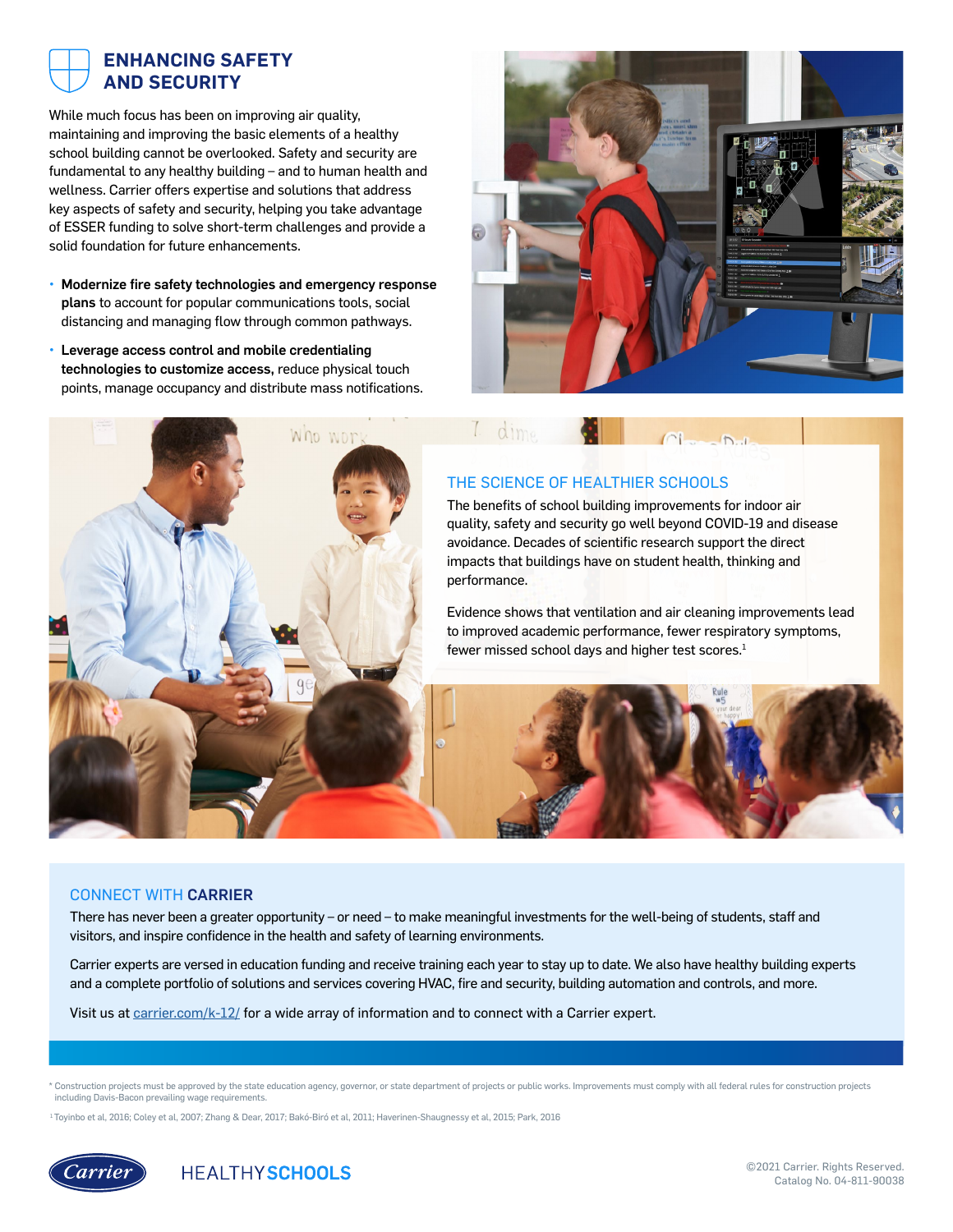## ENHANCING SAFETY AND SECURITY

While much focus has been on improving air quality, maintaining and improving the basic elements of a healthy school building cannot be overlooked. Safety and security are fundamental to any healthy building – and to human health and wellness. Carrier offers expertise and solutions that address key aspects of safety and security, helping you take advantage of ESSER funding to solve short-term challenges and provide a solid foundation for future enhancements.

- **Modernize fire safety technologies and emergency response plans** to account for popular communications tools, social distancing and managing flow through common pathways.
- **Leverage access control and mobile credentialing technologies to customize access,** reduce physical touch points, manage occupancy and distribute mass notifications.

## THE SCIENCE OF HEALTHIER SCHOOLS

The benefits of school building improvements for indoor air quality, safety and security go well beyond COVID-19 and disease avoidance. Decades of scientific research support the direct impacts that buildings have on student health, thinking and performance.

Evidence shows that ventilation and air cleaning improvements lead to improved academic performance, fewer respiratory symptoms, fewer missed school days and higher test scores.[1]

## CONNECT WITH CARRIER

There has never been a greater opportunity – or need – to make meaningful investments for the well-being of students, staff and visitors, and inspire confidence in the health and safety of learning environments.

Carrier experts are versed in education funding and receive training each year to stay up to date. We also have healthy building experts and a complete portfolio of solutions and services covering HVAC, fire and security, building automation and controls, and more.

Visit us at carrier.com/k-12/ for a wide array of information and to connect with a Carrier expert.

* Construction projects must be approved by the state education agency, governor, or state department of projects or public works. Improvements must comply with all federal rules for construction projects including Davis-Bacon prevailing wage requirements.

[1] Toyinbo et al, 2016; Coley et al, 2007; Zhang & Dear, 2017; Bakó-Biró et al, 2011; Haverinen-Shaugnessy et al, 2015; Park, 2016

Carrier HEALTHY SCHOOLS

©2021 Carrier. Rights Reserved.
Catalog No. 04-811-90038